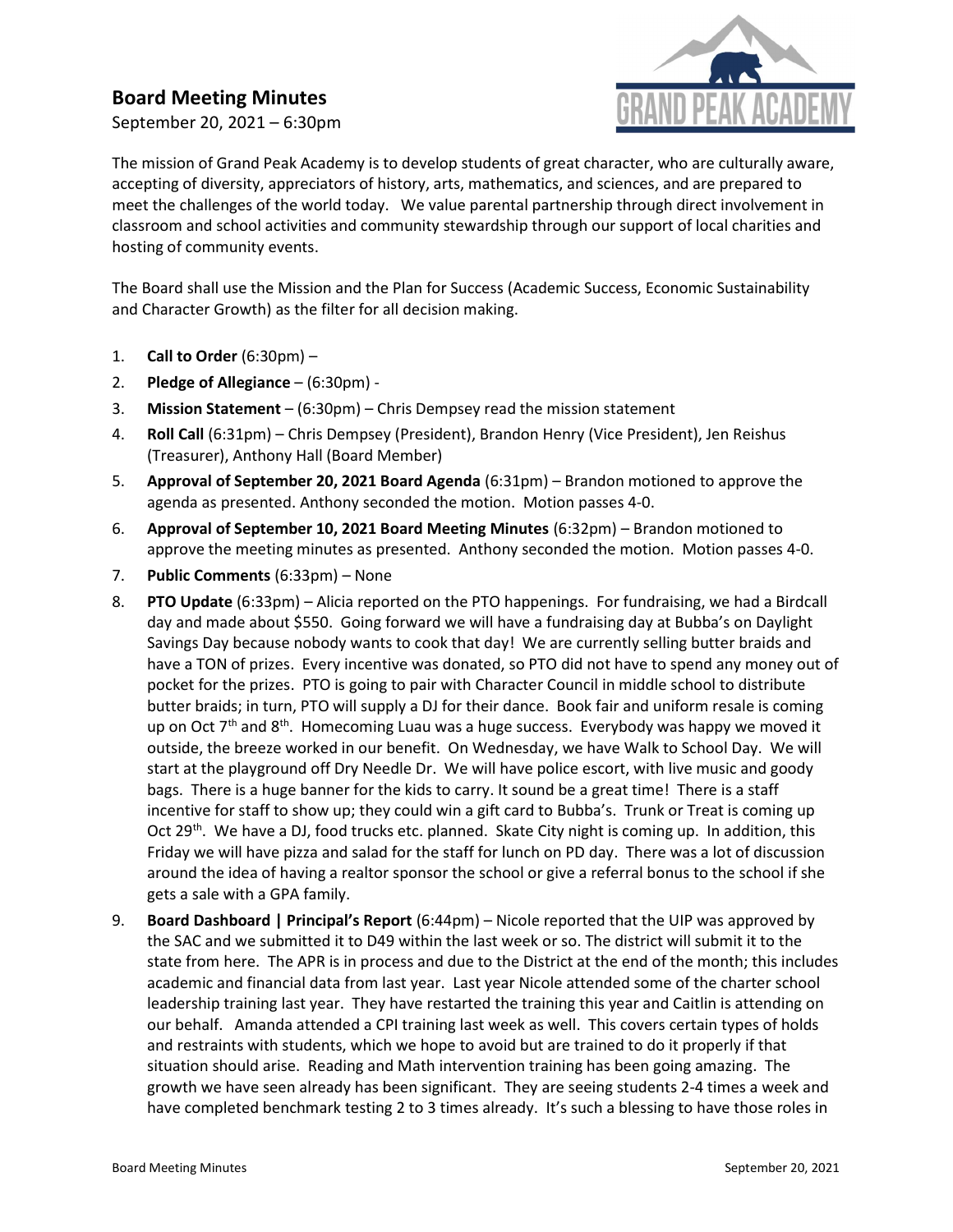## Board Meeting Minutes

September 20, 2021 – 6:30pm

The mission of Grand Peak Academy is to develop students of great character, who are culturally aware, accepting of diversity, appreciators of history, arts, mathematics, and sciences, and are prepared to meet the challenges of the world today. We value parental partnership through direct involvement in classroom and school activities and community stewardship through our support of local charities and hosting of community events.

The Board shall use the Mission and the Plan for Success (Academic Success, Economic Sustainability and Character Growth) as the filter for all decision making.

1. **Call to Order** (6:30pm) –
2. **Pledge of Allegiance** – (6:30pm) -
3. **Mission Statement** – (6:30pm) – Chris Dempsey read the mission statement
4. **Roll Call** (6:31pm) – Chris Dempsey (President), Brandon Henry (Vice President), Jen Reishus (Treasurer), Anthony Hall (Board Member)
5. **Approval of September 20, 2021 Board Agenda** (6:31pm) – Brandon motioned to approve the agenda as presented. Anthony seconded the motion. Motion passes 4-0.
6. **Approval of September 10, 2021 Board Meeting Minutes** (6:32pm) – Brandon motioned to approve the meeting minutes as presented. Anthony seconded the motion. Motion passes 4-0.
7. **Public Comments** (6:33pm) – None
8. **PTO Update** (6:33pm) – Alicia reported on the PTO happenings. For fundraising, we had a Birdcall day and made about $550. Going forward we will have a fundraising day at Bubba's on Daylight Savings Day because nobody wants to cook that day! We are currently selling butter braids and have a TON of prizes. Every incentive was donated, so PTO did not have to spend any money out of pocket for the prizes. PTO is going to pair with Character Council in middle school to distribute butter braids; in turn, PTO will supply a DJ for their dance. Book fair and uniform resale is coming up on Oct 7th and 8th. Homecoming Luau was a huge success. Everybody was happy we moved it outside, the breeze worked in our benefit. On Wednesday, we have Walk to School Day. We will start at the playground off Dry Needle Dr. We will have police escort, with live music and goody bags. There is a huge banner for the kids to carry. It sound be a great time! There is a staff incentive for staff to show up; they could win a gift card to Bubba's. Trunk or Treat is coming up Oct 29th. We have a DJ, food trucks etc. planned. Skate City night is coming up. In addition, this Friday we will have pizza and salad for the staff for lunch on PD day. There was a lot of discussion around the idea of having a realtor sponsor the school or give a referral bonus to the school if she gets a sale with a GPA family.
9. **Board Dashboard | Principal's Report** (6:44pm) – Nicole reported that the UIP was approved by the SAC and we submitted it to D49 within the last week or so. The district will submit it to the state from here. The APR is in process and due to the District at the end of the month; this includes academic and financial data from last year. Last year Nicole attended some of the charter school leadership training last year. They have restarted the training this year and Caitlin is attending on our behalf. Amanda attended a CPI training last week as well. This covers certain types of holds and restraints with students, which we hope to avoid but are trained to do it properly if that situation should arise. Reading and Math intervention training has been going amazing. The growth we have seen already has been significant. They are seeing students 2-4 times a week and have completed benchmark testing 2 to 3 times already. It's such a blessing to have those roles in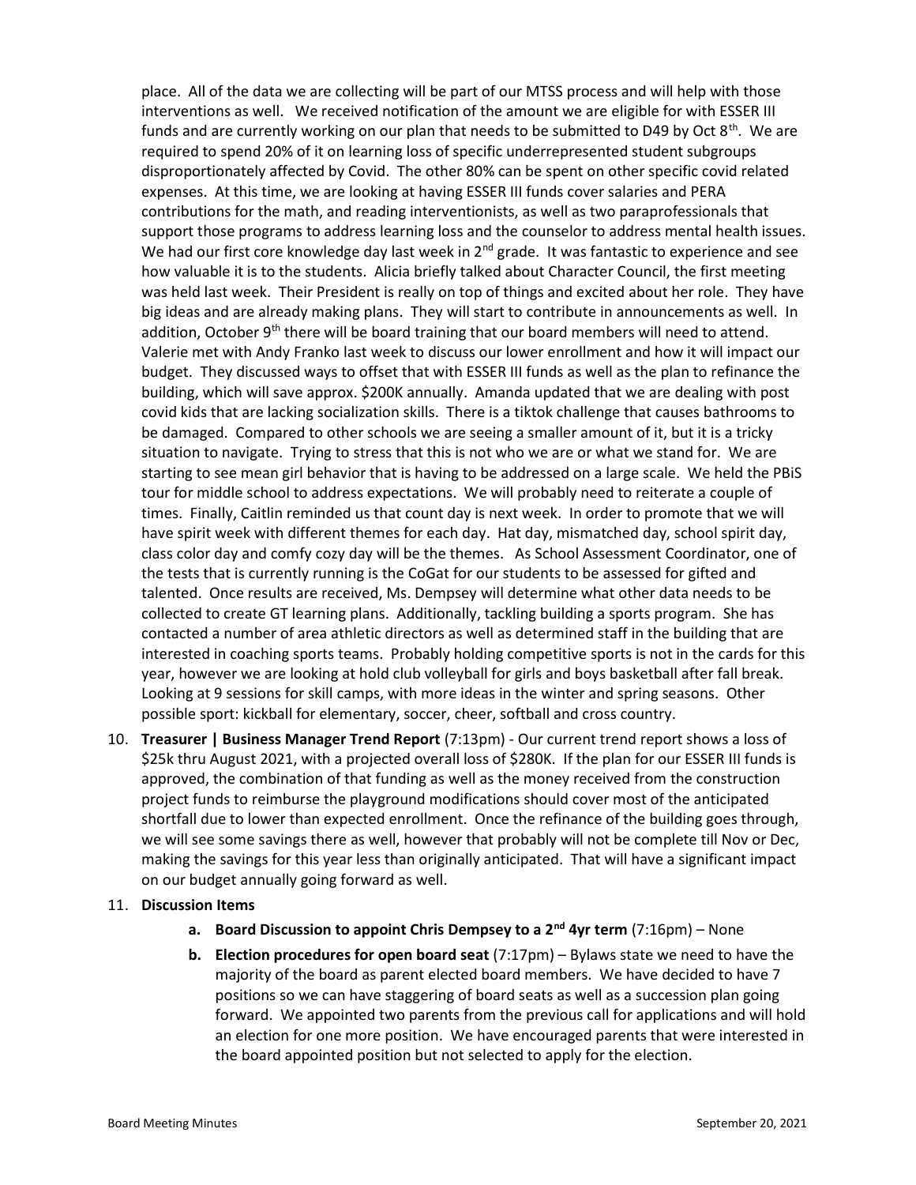place. All of the data we are collecting will be part of our MTSS process and will help with those interventions as well. We received notification of the amount we are eligible for with ESSER III funds and are currently working on our plan that needs to be submitted to D49 by Oct 8th. We are required to spend 20% of it on learning loss of specific underrepresented student subgroups disproportionately affected by Covid. The other 80% can be spent on other specific covid related expenses. At this time, we are looking at having ESSER III funds cover salaries and PERA contributions for the math, and reading interventionists, as well as two paraprofessionals that support those programs to address learning loss and the counselor to address mental health issues. We had our first core knowledge day last week in 2nd grade. It was fantastic to experience and see how valuable it is to the students. Alicia briefly talked about Character Council, the first meeting was held last week. Their President is really on top of things and excited about her role. They have big ideas and are already making plans. They will start to contribute in announcements as well. In addition, October 9th there will be board training that our board members will need to attend. Valerie met with Andy Franko last week to discuss our lower enrollment and how it will impact our budget. They discussed ways to offset that with ESSER III funds as well as the plan to refinance the building, which will save approx. $200K annually. Amanda updated that we are dealing with post covid kids that are lacking socialization skills. There is a tiktok challenge that causes bathrooms to be damaged. Compared to other schools we are seeing a smaller amount of it, but it is a tricky situation to navigate. Trying to stress that this is not who we are or what we stand for. We are starting to see mean girl behavior that is having to be addressed on a large scale. We held the PBiS tour for middle school to address expectations. We will probably need to reiterate a couple of times. Finally, Caitlin reminded us that count day is next week. In order to promote that we will have spirit week with different themes for each day. Hat day, mismatched day, school spirit day, class color day and comfy cozy day will be the themes. As School Assessment Coordinator, one of the tests that is currently running is the CoGat for our students to be assessed for gifted and talented. Once results are received, Ms. Dempsey will determine what other data needs to be collected to create GT learning plans. Additionally, tackling building a sports program. She has contacted a number of area athletic directors as well as determined staff in the building that are interested in coaching sports teams. Probably holding competitive sports is not in the cards for this year, however we are looking at hold club volleyball for girls and boys basketball after fall break. Looking at 9 sessions for skill camps, with more ideas in the winter and spring seasons. Other possible sport: kickball for elementary, soccer, cheer, softball and cross country.

10. **Treasurer | Business Manager Trend Report** (7:13pm) - Our current trend report shows a loss of $25k thru August 2021, with a projected overall loss of $280K. If the plan for our ESSER III funds is approved, the combination of that funding as well as the money received from the construction project funds to reimburse the playground modifications should cover most of the anticipated shortfall due to lower than expected enrollment. Once the refinance of the building goes through, we will see some savings there as well, however that probably will not be complete till Nov or Dec, making the savings for this year less than originally anticipated. That will have a significant impact on our budget annually going forward as well.

11. **Discussion Items**
    a. **Board Discussion to appoint Chris Dempsey to a 2nd 4yr term** (7:16pm) – None
    b. **Election procedures for open board seat** (7:17pm) – Bylaws state we need to have the majority of the board as parent elected board members. We have decided to have 7 positions so we can have staggering of board seats as well as a succession plan going forward. We appointed two parents from the previous call for applications and will hold an election for one more position. We have encouraged parents that were interested in the board appointed position but not selected to apply for the election.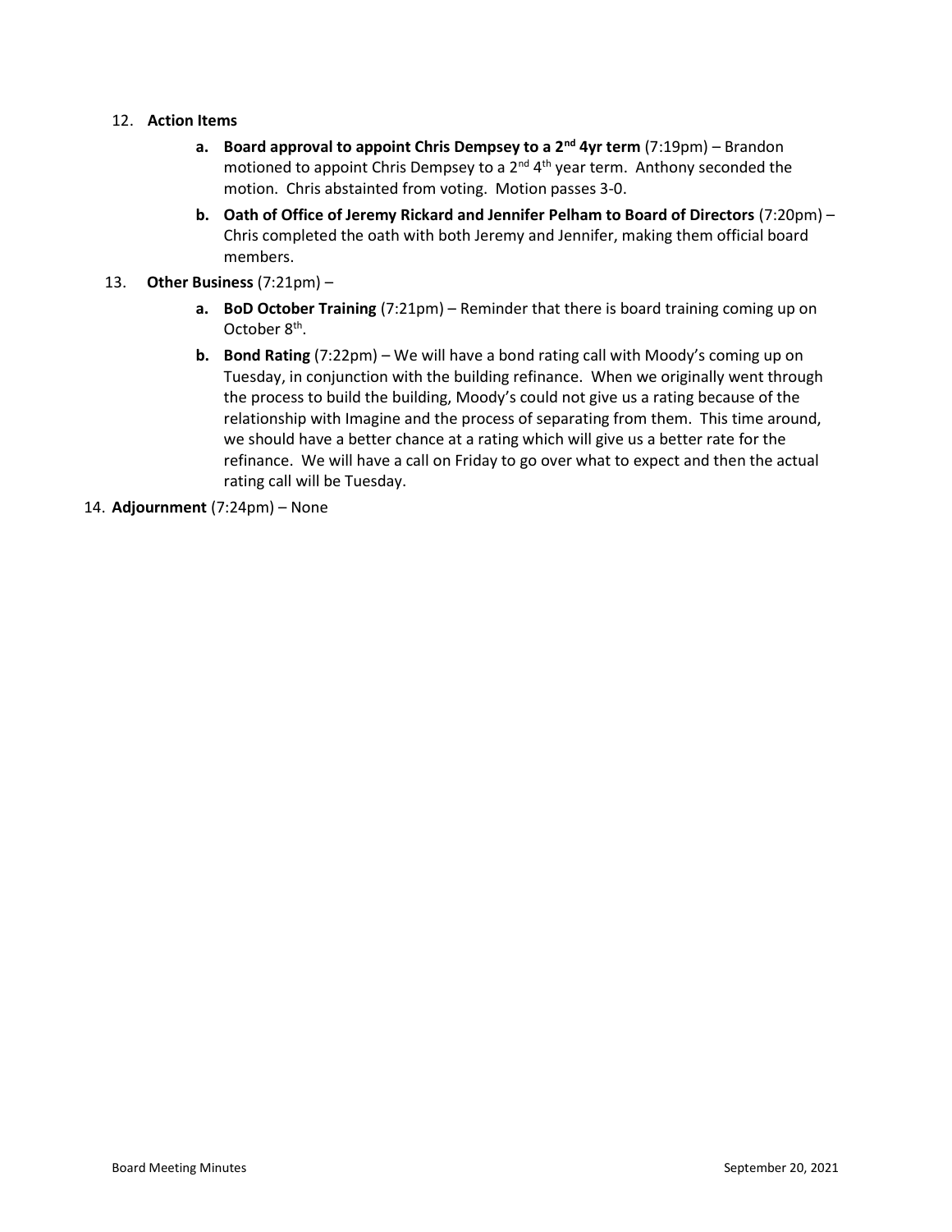12. **Action Items**
    - **a. Board approval to appoint Chris Dempsey to a 2nd 4yr term** (7:19pm) – Brandon motioned to appoint Chris Dempsey to a 2nd 4th year term. Anthony seconded the motion. Chris abstainted from voting. Motion passes 3-0.
    - **b. Oath of Office of Jeremy Rickard and Jennifer Pelham to Board of Directors** (7:20pm) – Chris completed the oath with both Jeremy and Jennifer, making them official board members.
13. **Other Business** (7:21pm) –
    - **a. BoD October Training** (7:21pm) – Reminder that there is board training coming up on October 8th.
    - **b. Bond Rating** (7:22pm) – We will have a bond rating call with Moody's coming up on Tuesday, in conjunction with the building refinance. When we originally went through the process to build the building, Moody's could not give us a rating because of the relationship with Imagine and the process of separating from them. This time around, we should have a better chance at a rating which will give us a better rate for the refinance. We will have a call on Friday to go over what to expect and then the actual rating call will be Tuesday.
14. **Adjournment** (7:24pm) – None